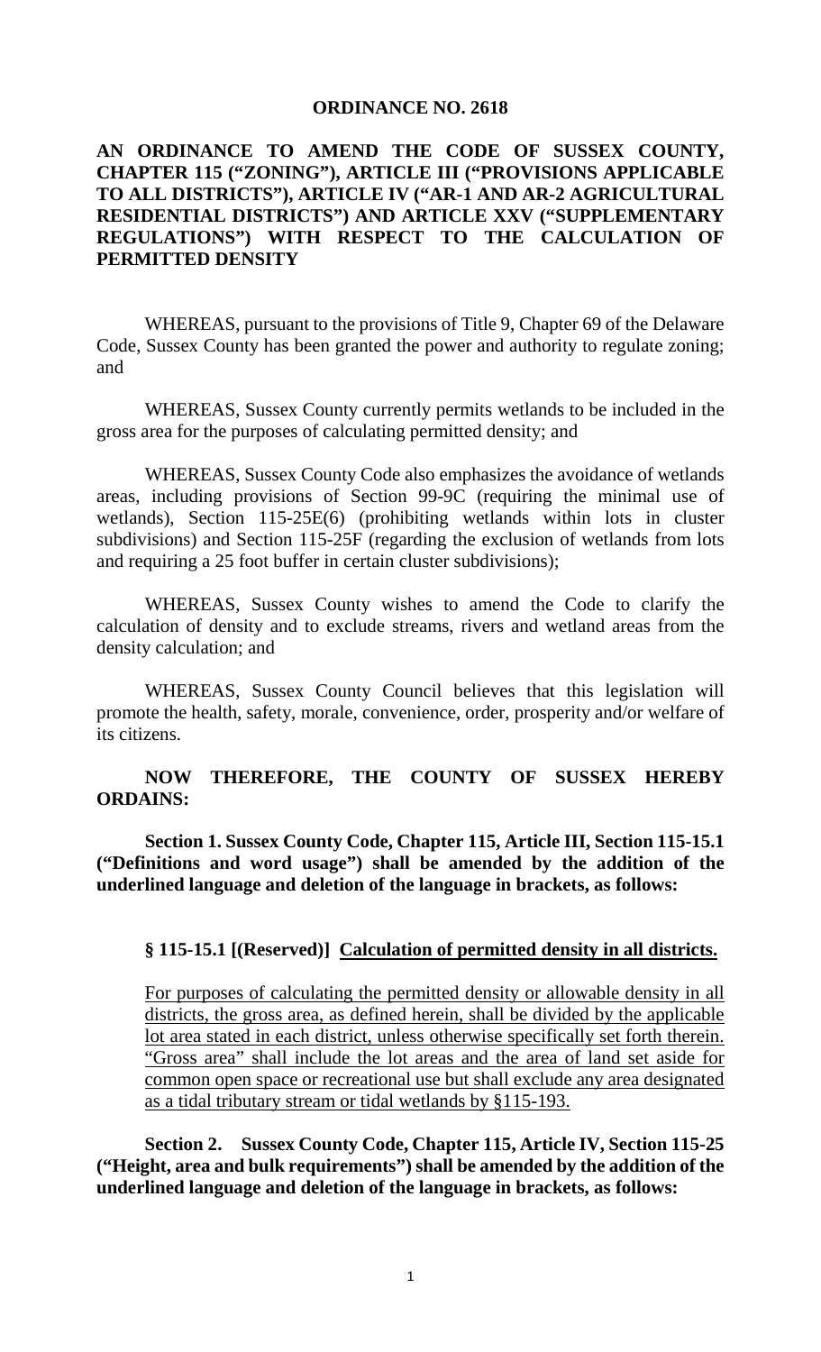**ORDINANCE NO. 2618**

**AN ORDINANCE TO AMEND THE CODE OF SUSSEX COUNTY, CHAPTER 115 ("ZONING"), ARTICLE III ("PROVISIONS APPLICABLE TO ALL DISTRICTS"), ARTICLE IV ("AR-1 AND AR-2 AGRICULTURAL RESIDENTIAL DISTRICTS") AND ARTICLE XXV ("SUPPLEMENTARY REGULATIONS") WITH RESPECT TO THE CALCULATION OF PERMITTED DENSITY**

WHEREAS, pursuant to the provisions of Title 9, Chapter 69 of the Delaware Code, Sussex County has been granted the power and authority to regulate zoning; and

WHEREAS, Sussex County currently permits wetlands to be included in the gross area for the purposes of calculating permitted density; and

WHEREAS, Sussex County Code also emphasizes the avoidance of wetlands areas, including provisions of Section 99-9C (requiring the minimal use of wetlands), Section 115-25E(6) (prohibiting wetlands within lots in cluster subdivisions) and Section 115-25F (regarding the exclusion of wetlands from lots and requiring a 25 foot buffer in certain cluster subdivisions);

WHEREAS, Sussex County wishes to amend the Code to clarify the calculation of density and to exclude streams, rivers and wetland areas from the density calculation; and

WHEREAS, Sussex County Council believes that this legislation will promote the health, safety, morale, convenience, order, prosperity and/or welfare of its citizens.

**NOW THEREFORE, THE COUNTY OF SUSSEX HEREBY ORDAINS:**

**Section 1. Sussex County Code, Chapter 115, Article III, Section 115-15.1 ("Definitions and word usage") shall be amended by the addition of the underlined language and deletion of the language in brackets, as follows:**

**§ 115-15.1 [(Reserved)] <u>Calculation of permitted density in all districts.</u>**

<u>For purposes of calculating the permitted density or allowable density in all districts, the gross area, as defined herein, shall be divided by the applicable lot area stated in each district, unless otherwise specifically set forth therein. "Gross area" shall include the lot areas and the area of land set aside for common open space or recreational use but shall exclude any area designated as a tidal tributary stream or tidal wetlands by §115-193.</u>

**Section 2. Sussex County Code, Chapter 115, Article IV, Section 115-25 ("Height, area and bulk requirements") shall be amended by the addition of the underlined language and deletion of the language in brackets, as follows:**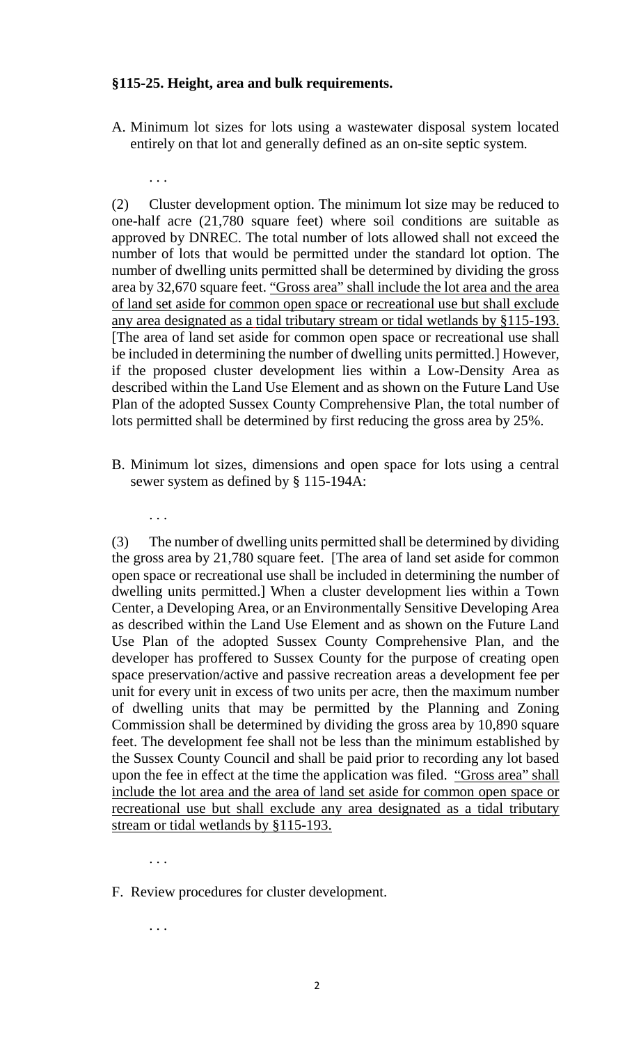**§115-25. Height, area and bulk requirements.**

A. Minimum lot sizes for lots using a wastewater disposal system located entirely on that lot and generally defined as an on-site septic system.

. . .

(2) Cluster development option. The minimum lot size may be reduced to one-half acre (21,780 square feet) where soil conditions are suitable as approved by DNREC. The total number of lots allowed shall not exceed the number of lots that would be permitted under the standard lot option. The number of dwelling units permitted shall be determined by dividing the gross area by 32,670 square feet. <u>"Gross area" shall include the lot area and the area of land set aside for common open space or recreational use but shall exclude any area designated as a tidal tributary stream or tidal wetlands by §115-193.</u> [The area of land set aside for common open space or recreational use shall be included in determining the number of dwelling units permitted.] However, if the proposed cluster development lies within a Low-Density Area as described within the Land Use Element and as shown on the Future Land Use Plan of the adopted Sussex County Comprehensive Plan, the total number of lots permitted shall be determined by first reducing the gross area by 25%.

B. Minimum lot sizes, dimensions and open space for lots using a central sewer system as defined by § 115-194A:

. . .

(3) The number of dwelling units permitted shall be determined by dividing the gross area by 21,780 square feet. [The area of land set aside for common open space or recreational use shall be included in determining the number of dwelling units permitted.] When a cluster development lies within a Town Center, a Developing Area, or an Environmentally Sensitive Developing Area as described within the Land Use Element and as shown on the Future Land Use Plan of the adopted Sussex County Comprehensive Plan, and the developer has proffered to Sussex County for the purpose of creating open space preservation/active and passive recreation areas a development fee per unit for every unit in excess of two units per acre, then the maximum number of dwelling units that may be permitted by the Planning and Zoning Commission shall be determined by dividing the gross area by 10,890 square feet. The development fee shall not be less than the minimum established by the Sussex County Council and shall be paid prior to recording any lot based upon the fee in effect at the time the application was filed. <u>"Gross area" shall include the lot area and the area of land set aside for common open space or recreational use but shall exclude any area designated as a tidal tributary stream or tidal wetlands by §115-193.</u>

. . .

F. Review procedures for cluster development.

. . .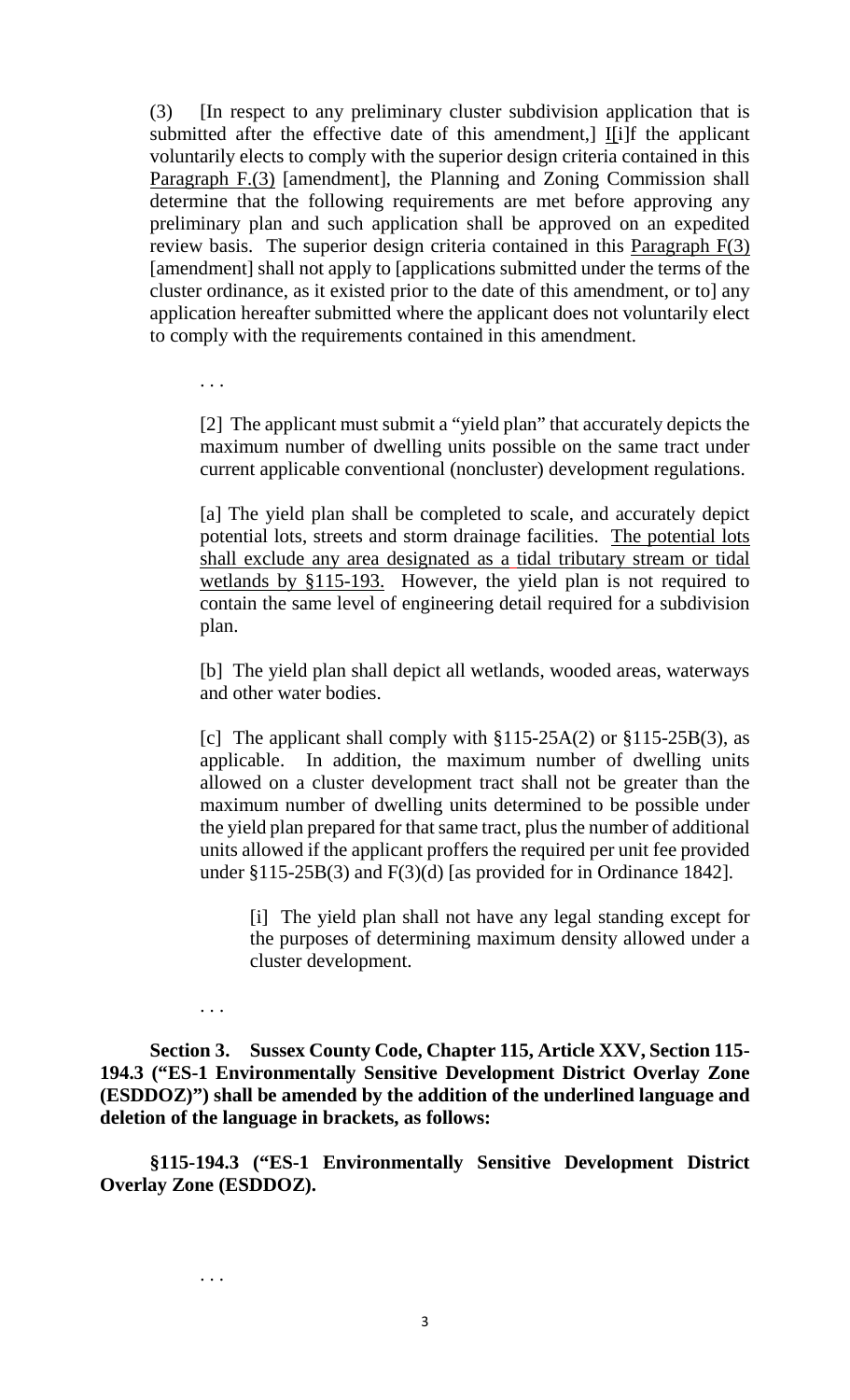(3) [In respect to any preliminary cluster subdivision application that is submitted after the effective date of this amendment,] I[i]f the applicant voluntarily elects to comply with the superior design criteria contained in this Paragraph F.(3) [amendment], the Planning and Zoning Commission shall determine that the following requirements are met before approving any preliminary plan and such application shall be approved on an expedited review basis. The superior design criteria contained in this Paragraph F(3) [amendment] shall not apply to [applications submitted under the terms of the cluster ordinance, as it existed prior to the date of this amendment, or to] any application hereafter submitted where the applicant does not voluntarily elect to comply with the requirements contained in this amendment.

. . .

[2] The applicant must submit a "yield plan" that accurately depicts the maximum number of dwelling units possible on the same tract under current applicable conventional (noncluster) development regulations.

[a] The yield plan shall be completed to scale, and accurately depict potential lots, streets and storm drainage facilities. The potential lots shall exclude any area designated as a tidal tributary stream or tidal wetlands by §115-193. However, the yield plan is not required to contain the same level of engineering detail required for a subdivision plan.

[b] The yield plan shall depict all wetlands, wooded areas, waterways and other water bodies.

[c] The applicant shall comply with §115-25A(2) or §115-25B(3), as applicable. In addition, the maximum number of dwelling units allowed on a cluster development tract shall not be greater than the maximum number of dwelling units determined to be possible under the yield plan prepared for that same tract, plus the number of additional units allowed if the applicant proffers the required per unit fee provided under §115-25B(3) and F(3)(d) [as provided for in Ordinance 1842].

[i] The yield plan shall not have any legal standing except for the purposes of determining maximum density allowed under a cluster development.

. . .

**Section 3. Sussex County Code, Chapter 115, Article XXV, Section 115-194.3 ("ES-1 Environmentally Sensitive Development District Overlay Zone (ESDDOZ)") shall be amended by the addition of the underlined language and deletion of the language in brackets, as follows:**

**§115-194.3 ("ES-1 Environmentally Sensitive Development District Overlay Zone (ESDDOZ).**

. . .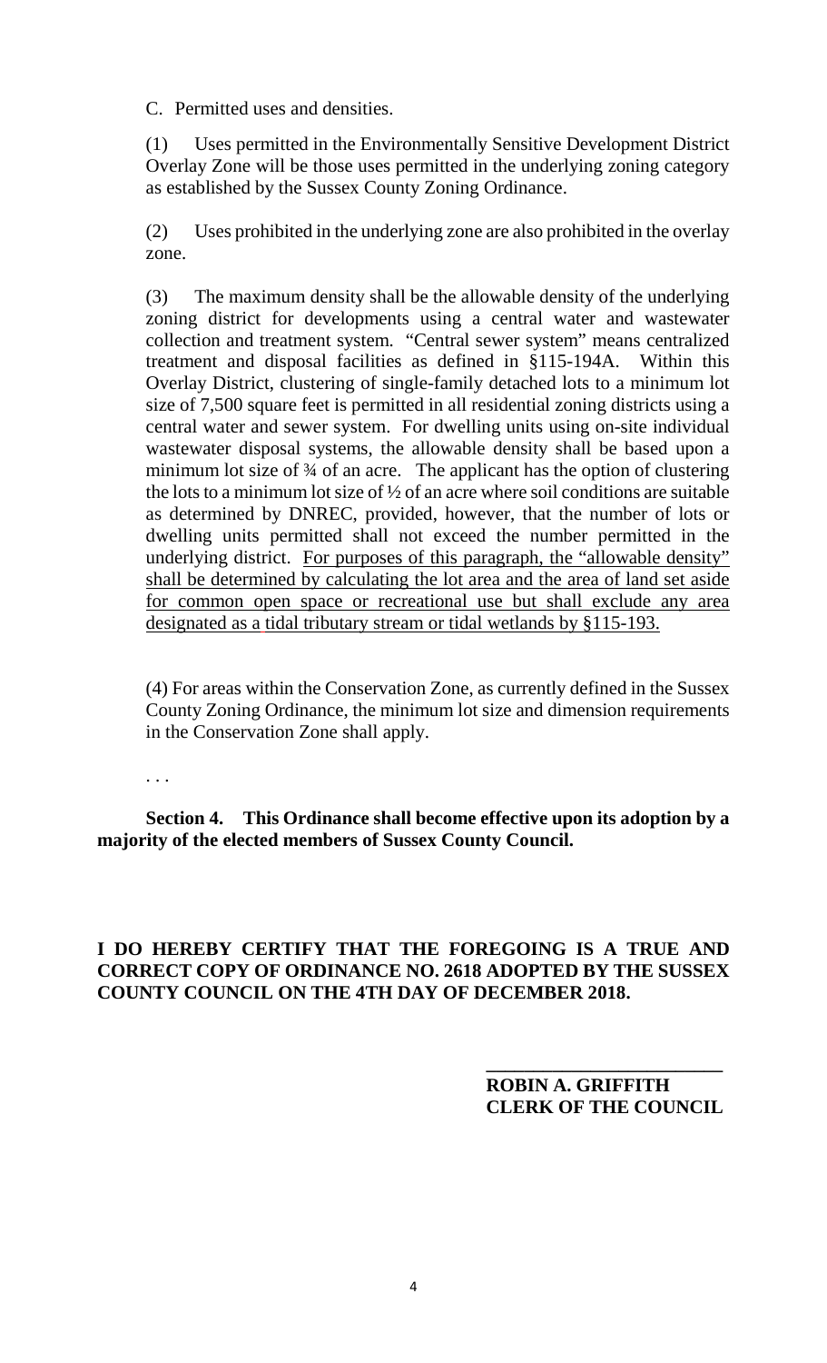C. Permitted uses and densities.

(1) Uses permitted in the Environmentally Sensitive Development District Overlay Zone will be those uses permitted in the underlying zoning category as established by the Sussex County Zoning Ordinance.

(2) Uses prohibited in the underlying zone are also prohibited in the overlay zone.

(3) The maximum density shall be the allowable density of the underlying zoning district for developments using a central water and wastewater collection and treatment system. "Central sewer system" means centralized treatment and disposal facilities as defined in §115-194A. Within this Overlay District, clustering of single-family detached lots to a minimum lot size of 7,500 square feet is permitted in all residential zoning districts using a central water and sewer system. For dwelling units using on-site individual wastewater disposal systems, the allowable density shall be based upon a minimum lot size of ¾ of an acre. The applicant has the option of clustering the lots to a minimum lot size of ½ of an acre where soil conditions are suitable as determined by DNREC, provided, however, that the number of lots or dwelling units permitted shall not exceed the number permitted in the underlying district. <u>For purposes of this paragraph, the "allowable density" shall be determined by calculating the lot area and the area of land set aside for common open space or recreational use but shall exclude any area designated as a tidal tributary stream or tidal wetlands by §115-193.</u>

(4) For areas within the Conservation Zone, as currently defined in the Sussex County Zoning Ordinance, the minimum lot size and dimension requirements in the Conservation Zone shall apply.

. . .

**Section 4. This Ordinance shall become effective upon its adoption by a majority of the elected members of Sussex County Council.**

**I DO HEREBY CERTIFY THAT THE FOREGOING IS A TRUE AND CORRECT COPY OF ORDINANCE NO. 2618 ADOPTED BY THE SUSSEX COUNTY COUNCIL ON THE 4TH DAY OF DECEMBER 2018.**

\_\_\_\_\_\_\_\_\_\_\_\_\_\_\_\_\_\_\_\_\_\_\_\_\_\_

**ROBIN A. GRIFFITH**
**CLERK OF THE COUNCIL**